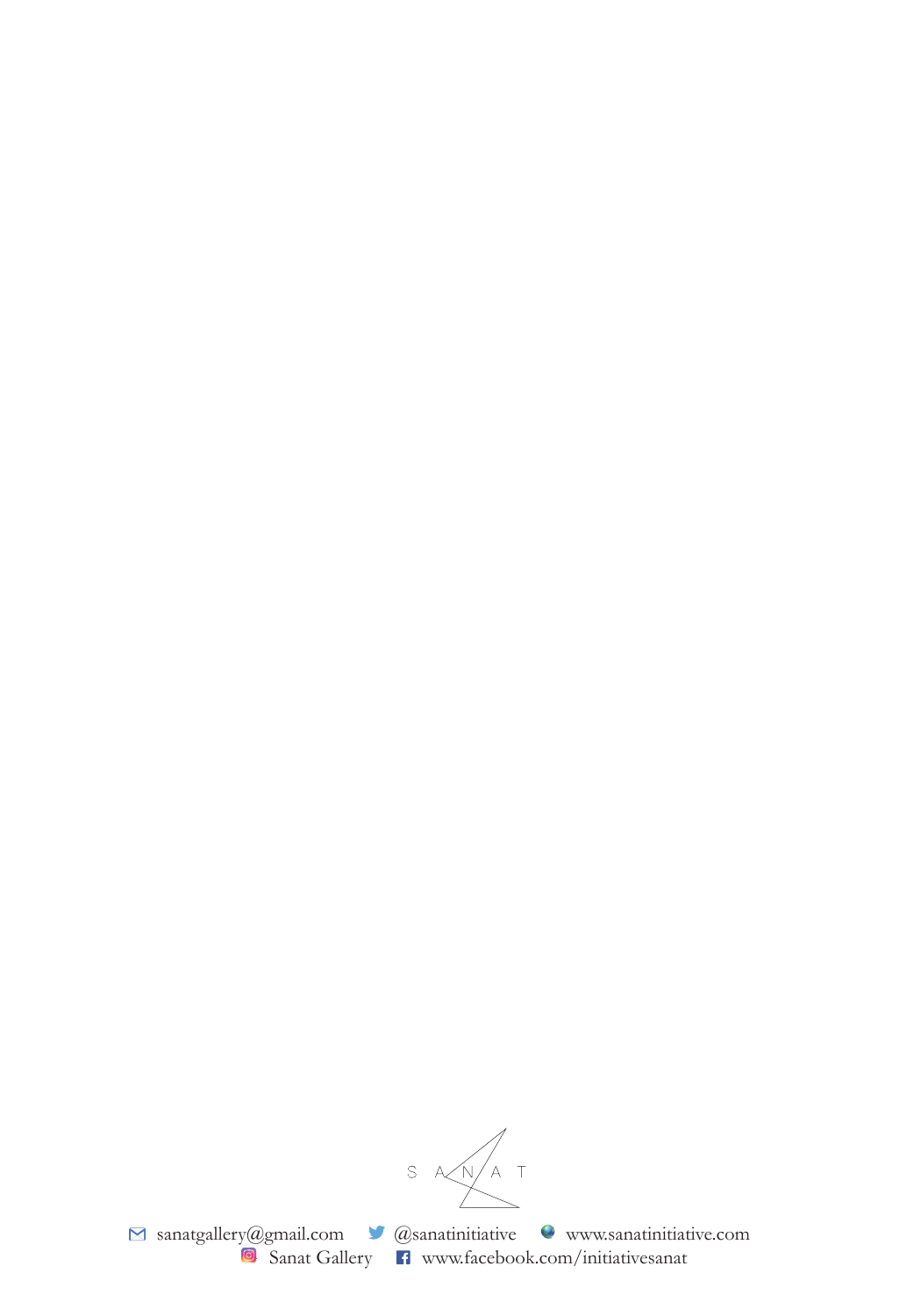S A N A T

sanatgallery@gmail.com @sanatinitiative www.sanatinitiative.com
Sanat Gallery www.facebook.com/initiativesanat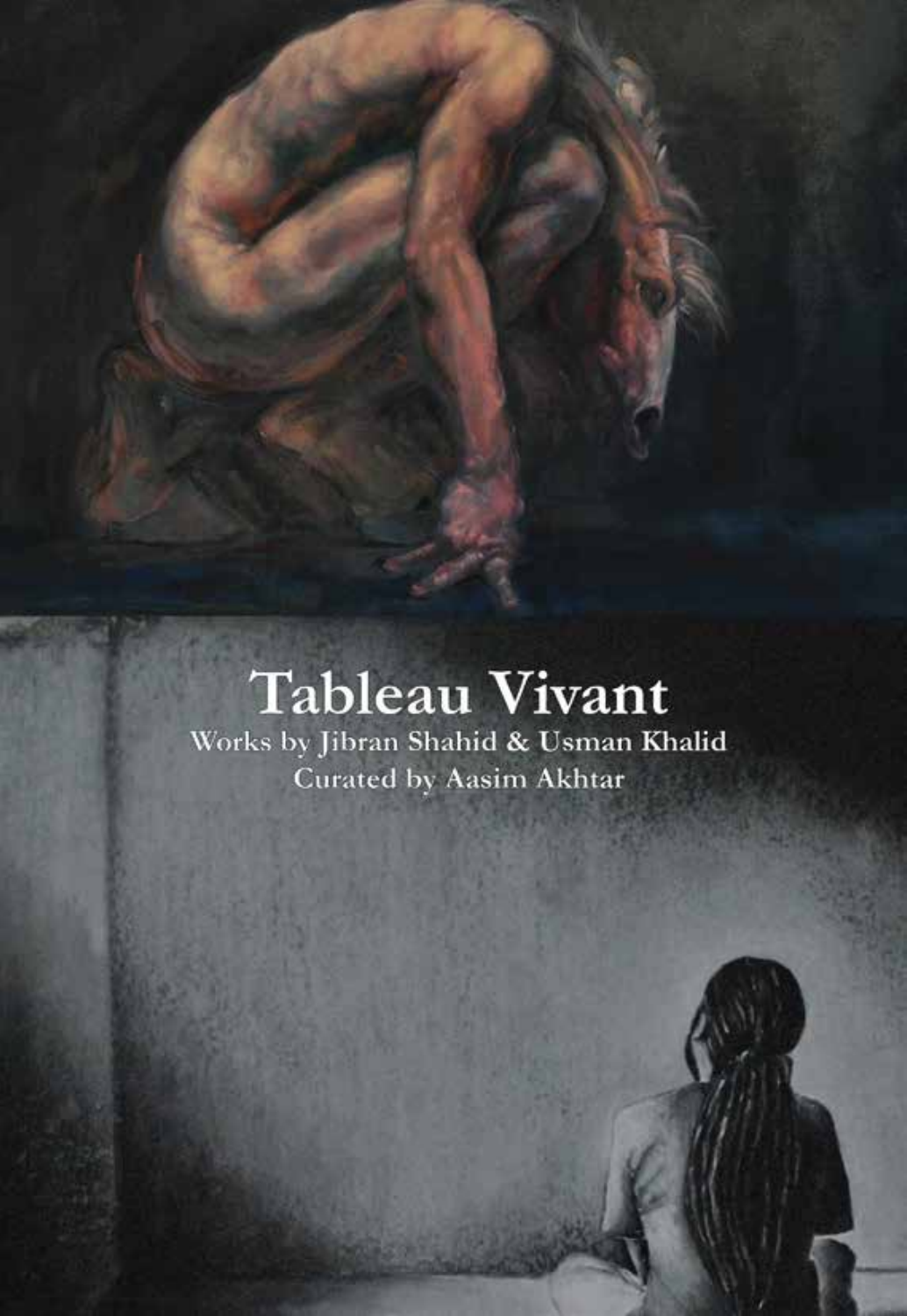# Tableau Vivant

Works by Jibran Shahid & Usman Khalid

Curated by Aasim Akhtar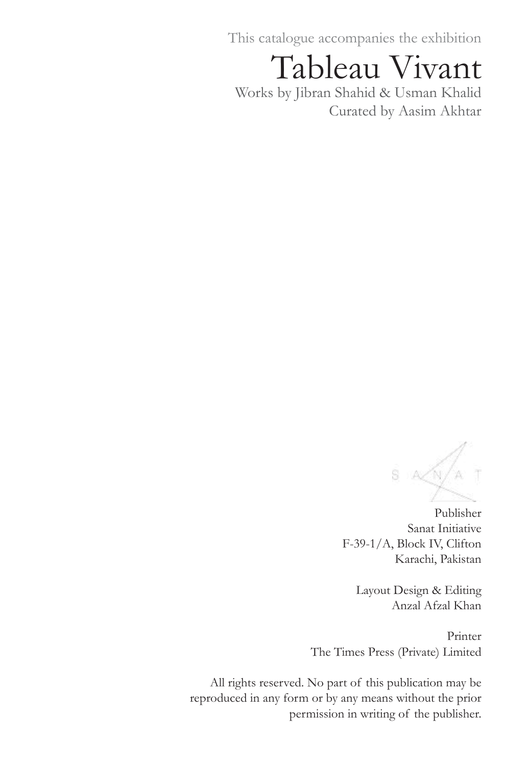This catalogue accompanies the exhibition

# Tableau Vivant

Works by Jibran Shahid & Usman Khalid

Curated by Aasim Akhtar

S A N A T

Publisher
Sanat Initiative
F-39-1/A, Block IV, Clifton
Karachi, Pakistan

Layout Design & Editing
Anzal Afzal Khan

Printer
The Times Press (Private) Limited

All rights reserved. No part of this publication may be reproduced in any form or by any means without the prior permission in writing of the publisher.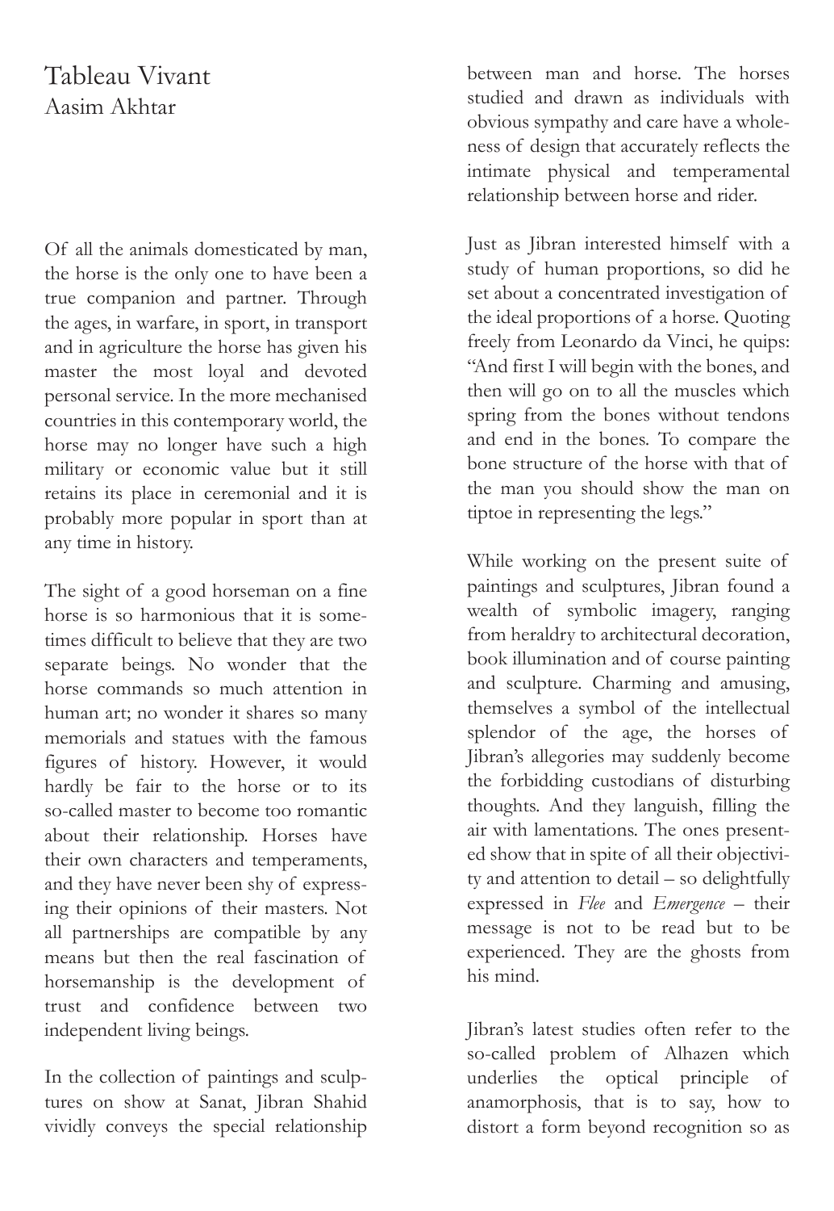# Tableau Vivant

## Aasim Akhtar

Of all the animals domesticated by man, the horse is the only one to have been a true companion and partner. Through the ages, in warfare, in sport, in transport and in agriculture the horse has given his master the most loyal and devoted personal service. In the more mechanised countries in this contemporary world, the horse may no longer have such a high military or economic value but it still retains its place in ceremonial and it is probably more popular in sport than at any time in history.

The sight of a good horseman on a fine horse is so harmonious that it is sometimes difficult to believe that they are two separate beings. No wonder that the horse commands so much attention in human art; no wonder it shares so many memorials and statues with the famous figures of history. However, it would hardly be fair to the horse or to its so-called master to become too romantic about their relationship. Horses have their own characters and temperaments, and they have never been shy of expressing their opinions of their masters. Not all partnerships are compatible by any means but then the real fascination of horsemanship is the development of trust and confidence between two independent living beings.

In the collection of paintings and sculptures on show at Sanat, Jibran Shahid vividly conveys the special relationship between man and horse. The horses studied and drawn as individuals with obvious sympathy and care have a wholeness of design that accurately reflects the intimate physical and temperamental relationship between horse and rider.

Just as Jibran interested himself with a study of human proportions, so did he set about a concentrated investigation of the ideal proportions of a horse. Quoting freely from Leonardo da Vinci, he quips: "And first I will begin with the bones, and then will go on to all the muscles which spring from the bones without tendons and end in the bones. To compare the bone structure of the horse with that of the man you should show the man on tiptoe in representing the legs."

While working on the present suite of paintings and sculptures, Jibran found a wealth of symbolic imagery, ranging from heraldry to architectural decoration, book illumination and of course painting and sculpture. Charming and amusing, themselves a symbol of the intellectual splendor of the age, the horses of Jibran's allegories may suddenly become the forbidding custodians of disturbing thoughts. And they languish, filling the air with lamentations. The ones presented show that in spite of all their objectivity and attention to detail – so delightfully expressed in *Flee* and *Emergence* – their message is not to be read but to be experienced. They are the ghosts from his mind.

Jibran's latest studies often refer to the so-called problem of Alhazen which underlies the optical principle of anamorphosis, that is to say, how to distort a form beyond recognition so as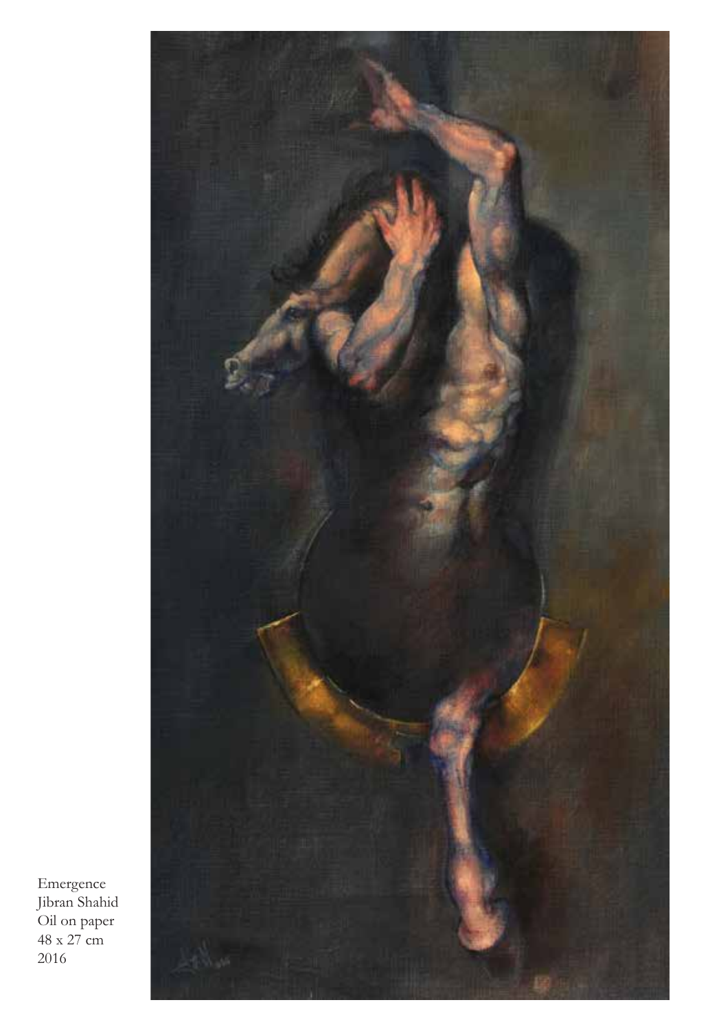Emergence
Jibran Shahid
Oil on paper
48 x 27 cm
2016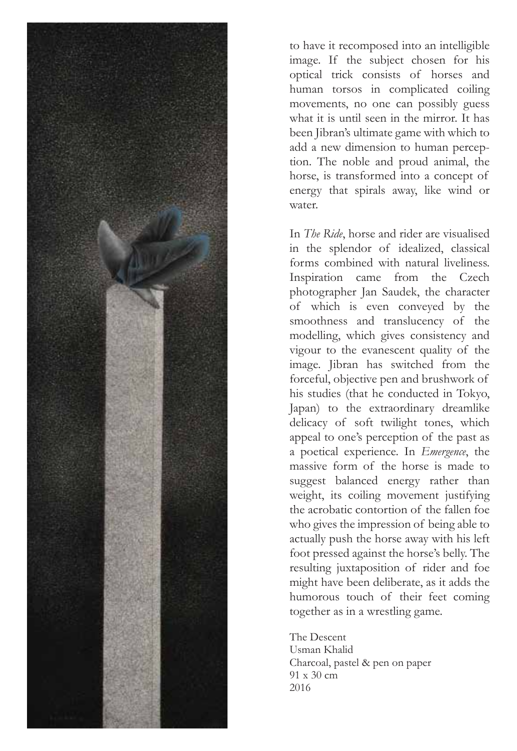to have it recomposed into an intelligible image. If the subject chosen for his optical trick consists of horses and human torsos in complicated coiling movements, no one can possibly guess what it is until seen in the mirror. It has been Jibran's ultimate game with which to add a new dimension to human perception. The noble and proud animal, the horse, is transformed into a concept of energy that spirals away, like wind or water.

In *The Ride*, horse and rider are visualised in the splendor of idealized, classical forms combined with natural liveliness. Inspiration came from the Czech photographer Jan Saudek, the character of which is even conveyed by the smoothness and translucency of the modelling, which gives consistency and vigour to the evanescent quality of the image. Jibran has switched from the forceful, objective pen and brushwork of his studies (that he conducted in Tokyo, Japan) to the extraordinary dreamlike delicacy of soft twilight tones, which appeal to one's perception of the past as a poetical experience. In *Emergence*, the massive form of the horse is made to suggest balanced energy rather than weight, its coiling movement justifying the acrobatic contortion of the fallen foe who gives the impression of being able to actually push the horse away with his left foot pressed against the horse's belly. The resulting juxtaposition of rider and foe might have been deliberate, as it adds the humorous touch of their feet coming together as in a wrestling game.

The Descent
Usman Khalid
Charcoal, pastel & pen on paper
91 x 30 cm
2016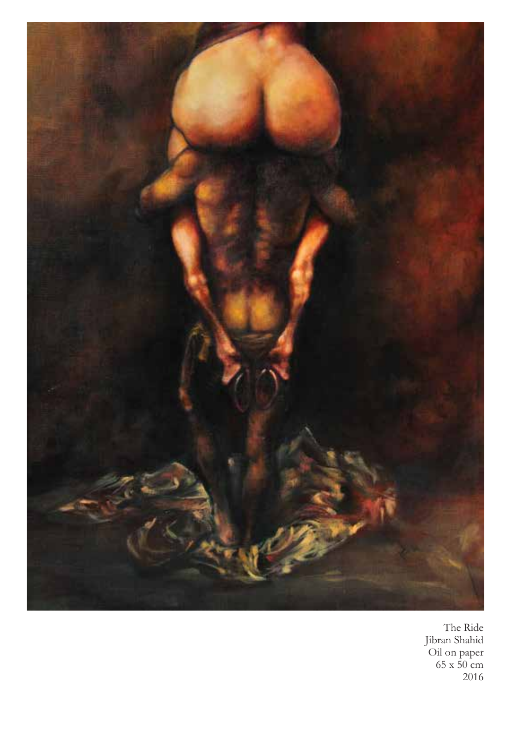The Ride
Jibran Shahid
Oil on paper
65 x 50 cm
2016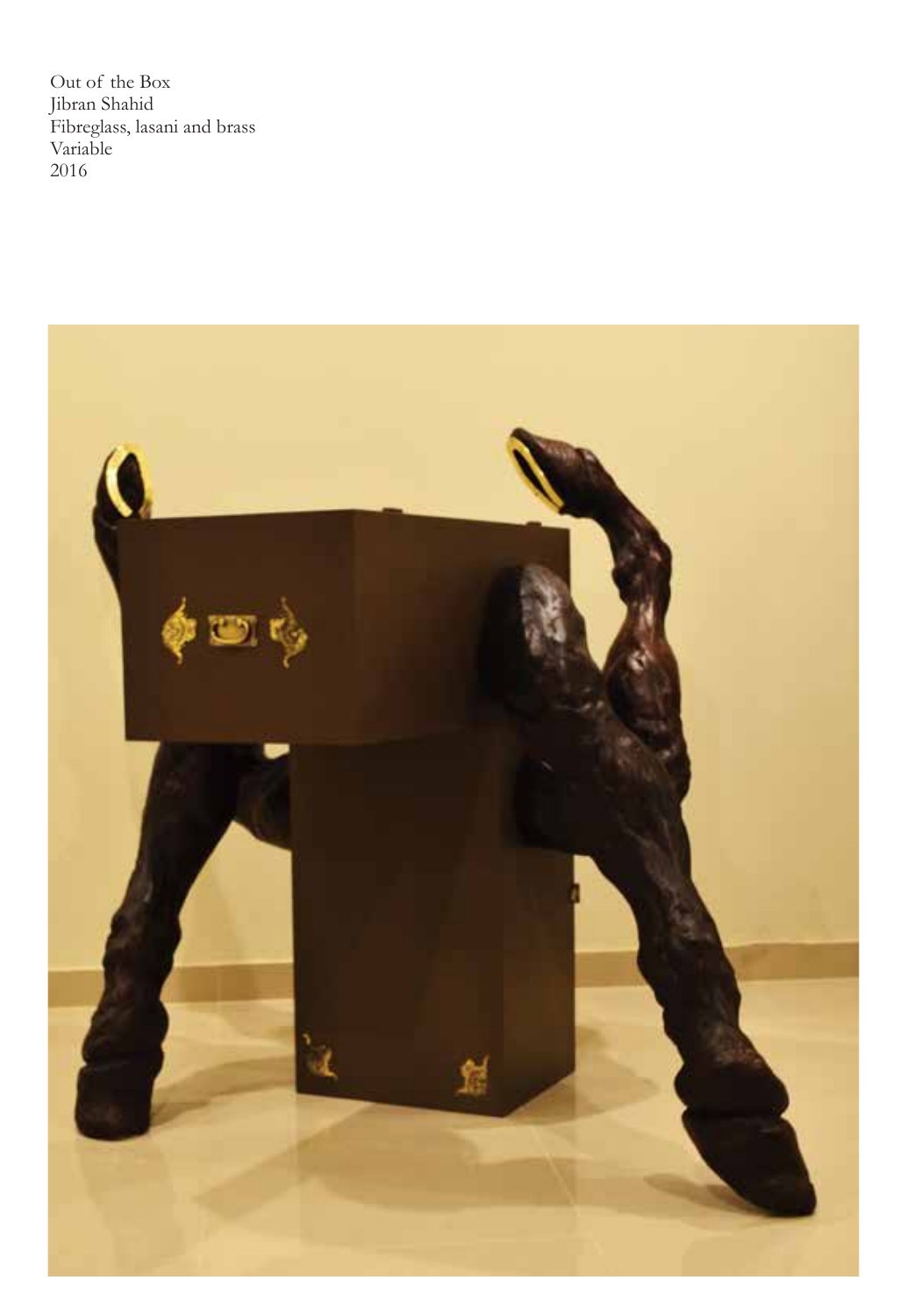Out of the Box
Jibran Shahid
Fibreglass, lasani and brass
Variable
2016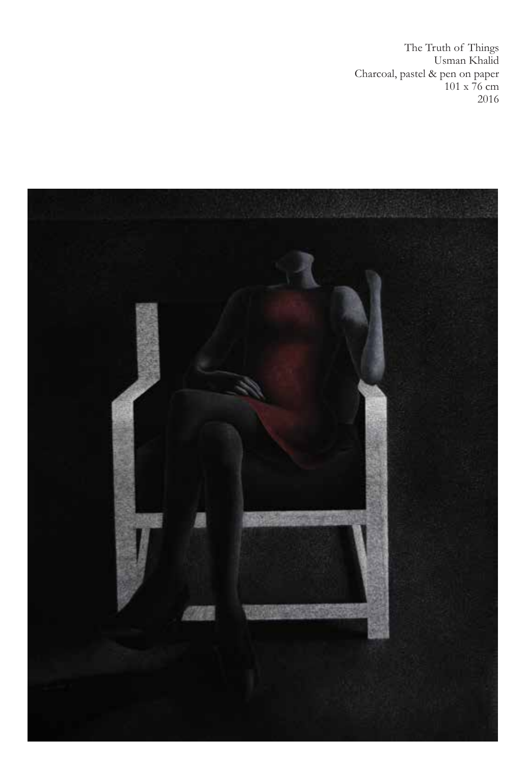The Truth of Things
Usman Khalid
Charcoal, pastel & pen on paper
101 x 76 cm
2016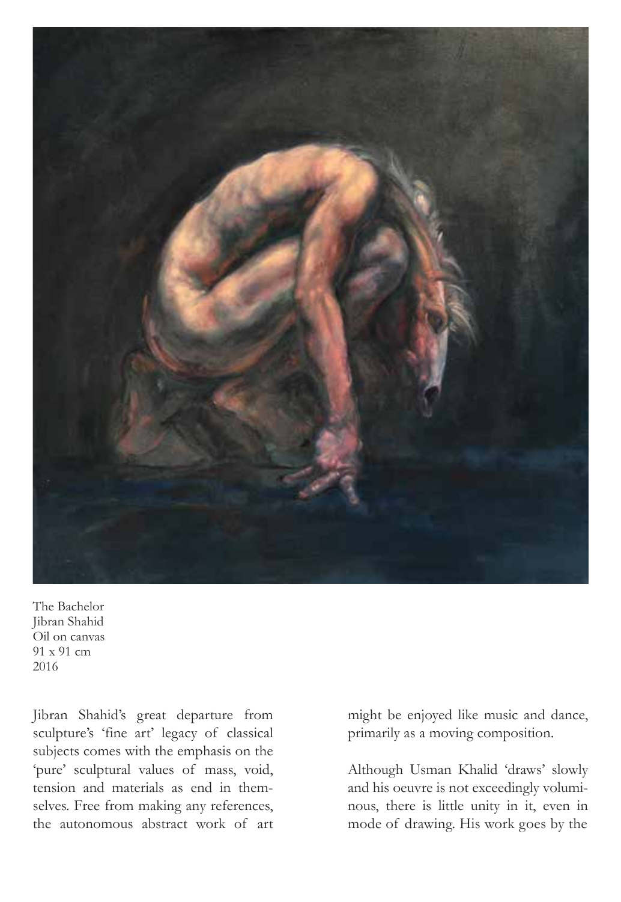The Bachelor
Jibran Shahid
Oil on canvas
91 x 91 cm
2016

Jibran Shahid's great departure from sculpture's 'fine art' legacy of classical subjects comes with the emphasis on the 'pure' sculptural values of mass, void, tension and materials as end in themselves. Free from making any references, the autonomous abstract work of art might be enjoyed like music and dance, primarily as a moving composition.

Although Usman Khalid 'draws' slowly and his oeuvre is not exceedingly voluminous, there is little unity in it, even in mode of drawing. His work goes by the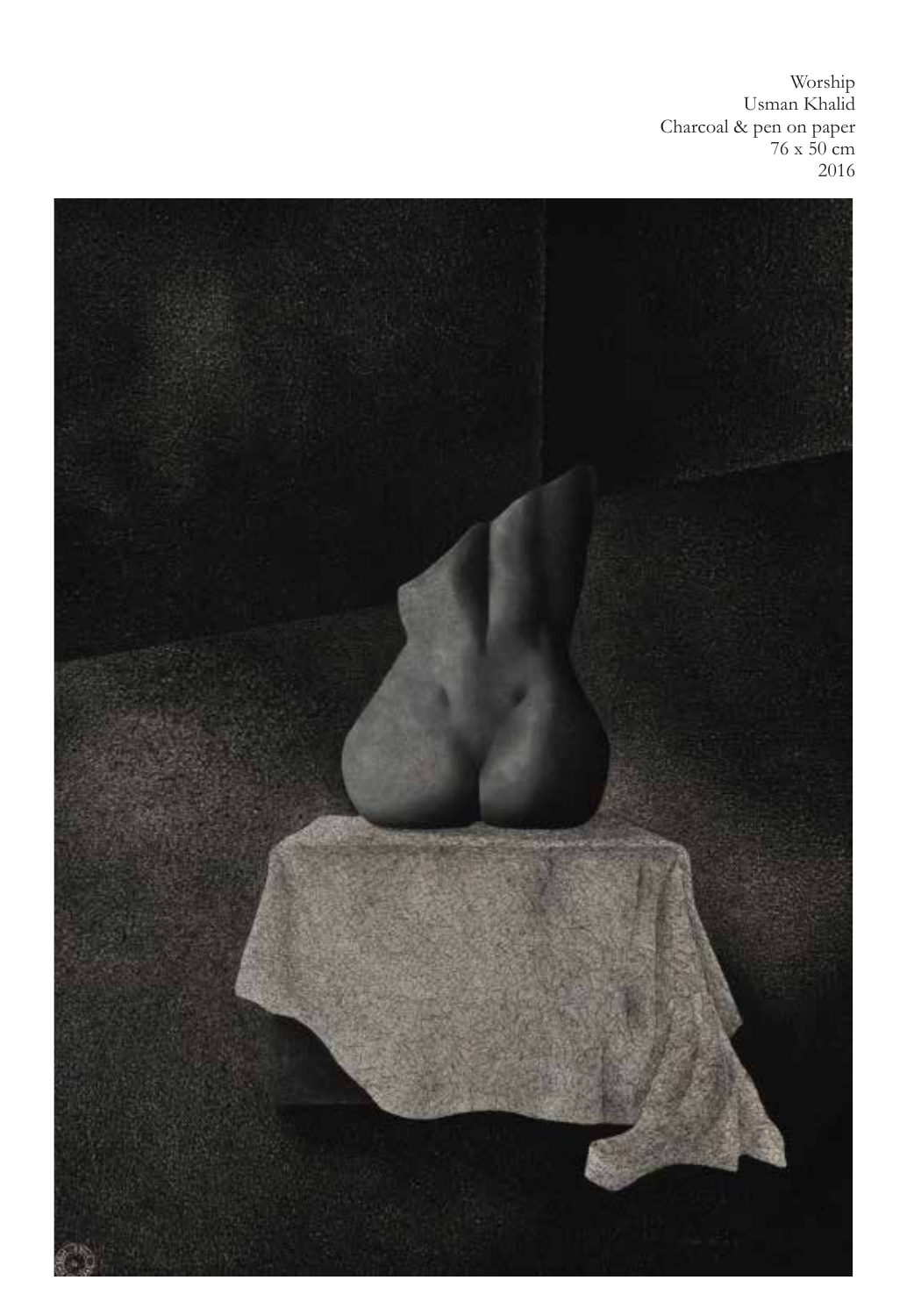Worship
Usman Khalid
Charcoal & pen on paper
76 x 50 cm
2016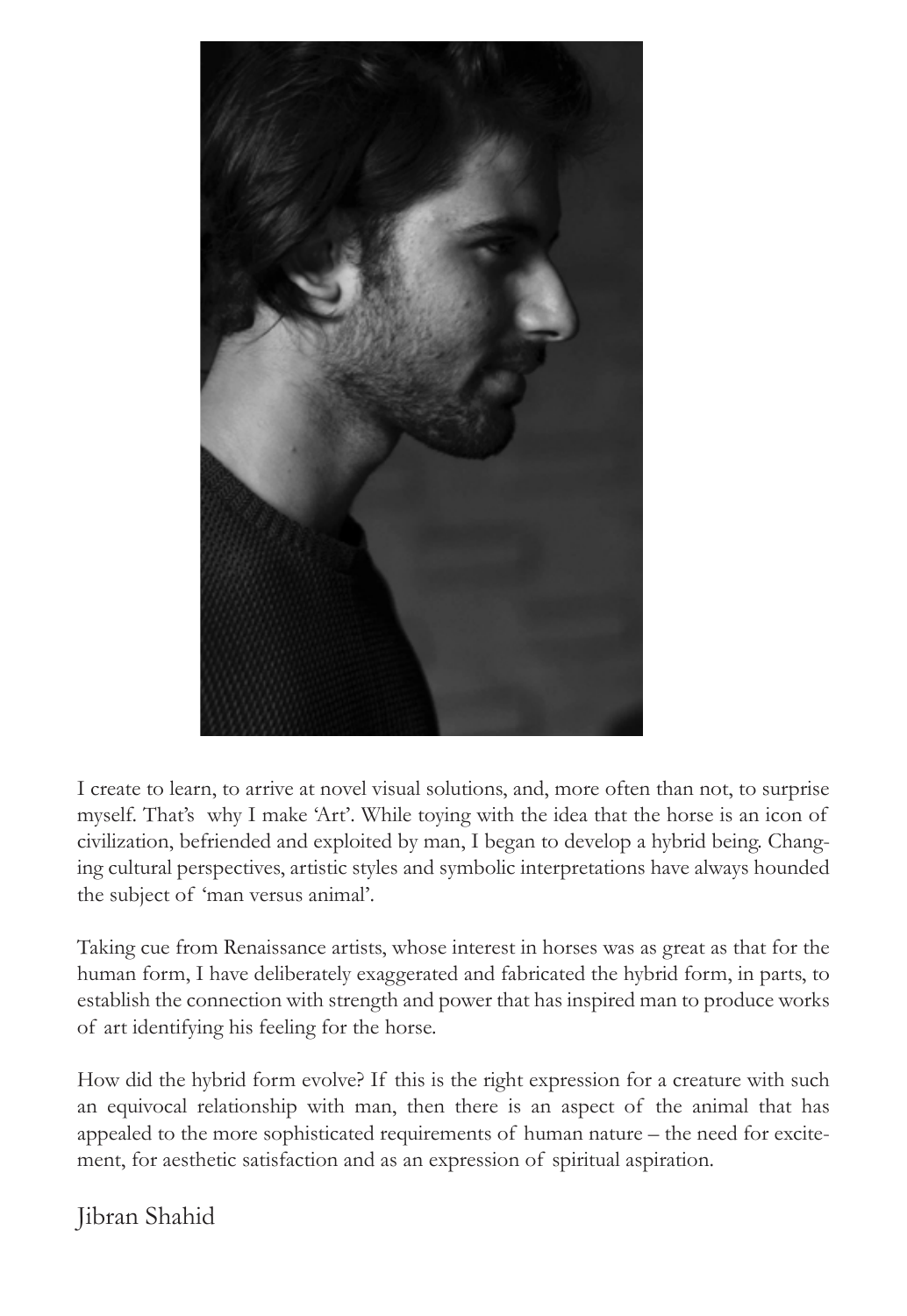I create to learn, to arrive at novel visual solutions, and, more often than not, to surprise myself. That's why I make 'Art'. While toying with the idea that the horse is an icon of civilization, befriended and exploited by man, I began to develop a hybrid being. Changing cultural perspectives, artistic styles and symbolic interpretations have always hounded the subject of 'man versus animal'.

Taking cue from Renaissance artists, whose interest in horses was as great as that for the human form, I have deliberately exaggerated and fabricated the hybrid form, in parts, to establish the connection with strength and power that has inspired man to produce works of art identifying his feeling for the horse.

How did the hybrid form evolve? If this is the right expression for a creature with such an equivocal relationship with man, then there is an aspect of the animal that has appealed to the more sophisticated requirements of human nature – the need for excitement, for aesthetic satisfaction and as an expression of spiritual aspiration.

Jibran Shahid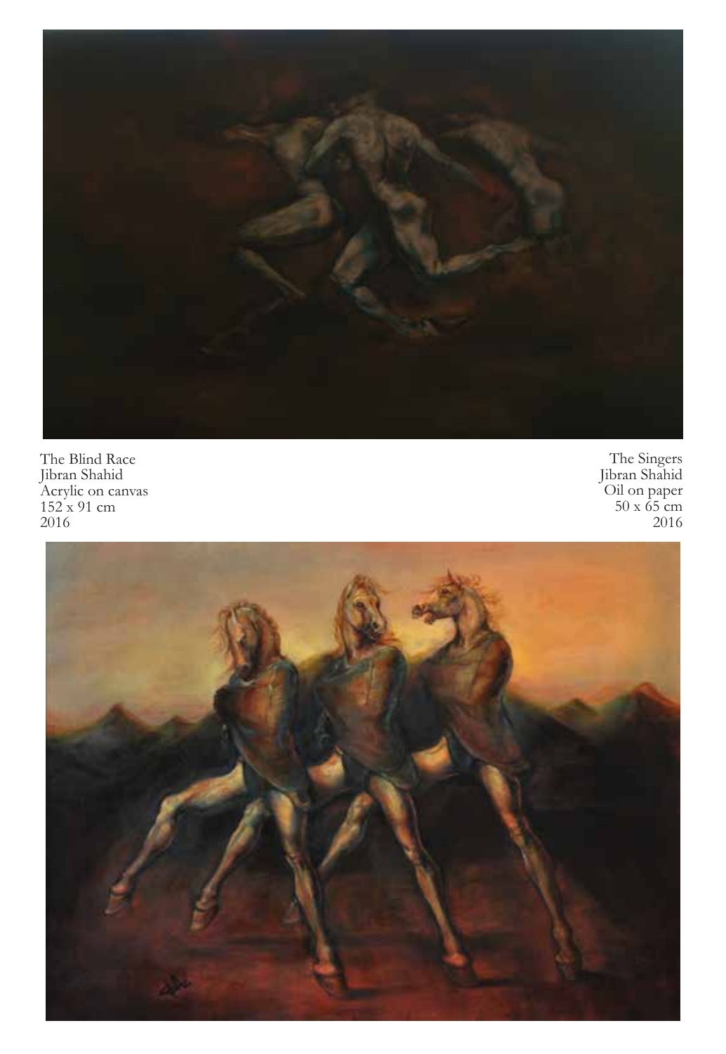The Blind Race
Jibran Shahid
Acrylic on canvas
152 x 91 cm
2016

The Singers
Jibran Shahid
Oil on paper
50 x 65 cm
2016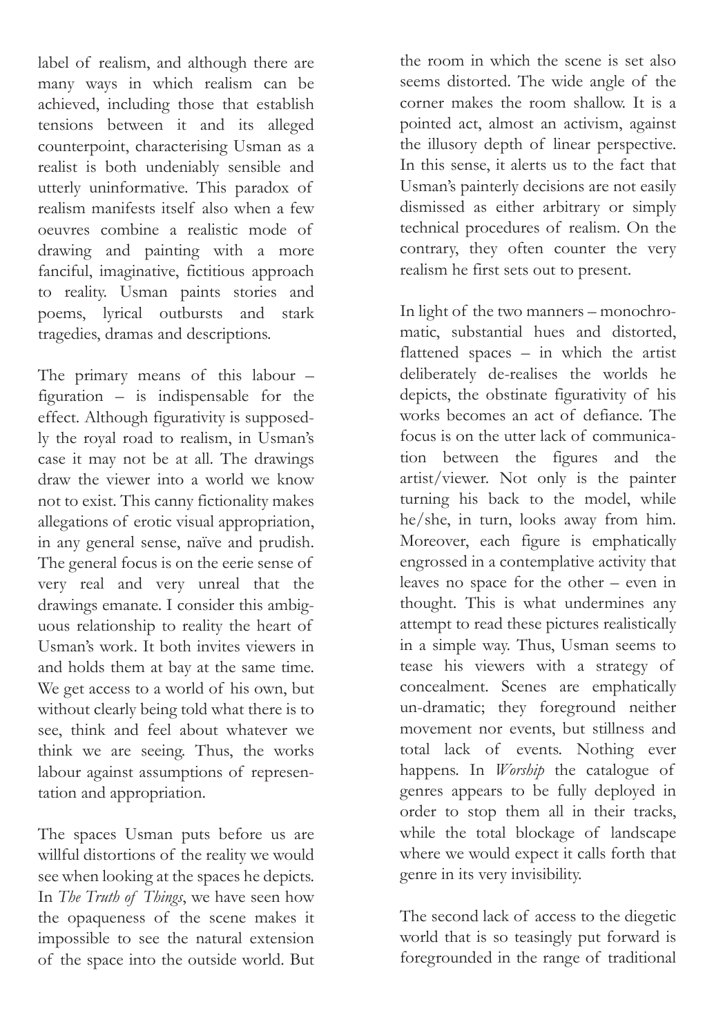label of realism, and although there are many ways in which realism can be achieved, including those that establish tensions between it and its alleged counterpoint, characterising Usman as a realist is both undeniably sensible and utterly uninformative. This paradox of realism manifests itself also when a few oeuvres combine a realistic mode of drawing and painting with a more fanciful, imaginative, fictitious approach to reality. Usman paints stories and poems, lyrical outbursts and stark tragedies, dramas and descriptions.

The primary means of this labour – figuration – is indispensable for the effect. Although figurativity is supposedly the royal road to realism, in Usman's case it may not be at all. The drawings draw the viewer into a world we know not to exist. This canny fictionality makes allegations of erotic visual appropriation, in any general sense, naïve and prudish. The general focus is on the eerie sense of very real and very unreal that the drawings emanate. I consider this ambiguous relationship to reality the heart of Usman's work. It both invites viewers in and holds them at bay at the same time. We get access to a world of his own, but without clearly being told what there is to see, think and feel about whatever we think we are seeing. Thus, the works labour against assumptions of representation and appropriation.

The spaces Usman puts before us are willful distortions of the reality we would see when looking at the spaces he depicts. In *The Truth of Things*, we have seen how the opaqueness of the scene makes it impossible to see the natural extension of the space into the outside world. But the room in which the scene is set also seems distorted. The wide angle of the corner makes the room shallow. It is a pointed act, almost an activism, against the illusory depth of linear perspective. In this sense, it alerts us to the fact that Usman's painterly decisions are not easily dismissed as either arbitrary or simply technical procedures of realism. On the contrary, they often counter the very realism he first sets out to present.

In light of the two manners – monochromatic, substantial hues and distorted, flattened spaces – in which the artist deliberately de-realises the worlds he depicts, the obstinate figurativity of his works becomes an act of defiance. The focus is on the utter lack of communication between the figures and the artist/viewer. Not only is the painter turning his back to the model, while he/she, in turn, looks away from him. Moreover, each figure is emphatically engrossed in a contemplative activity that leaves no space for the other – even in thought. This is what undermines any attempt to read these pictures realistically in a simple way. Thus, Usman seems to tease his viewers with a strategy of concealment. Scenes are emphatically un-dramatic; they foreground neither movement nor events, but stillness and total lack of events. Nothing ever happens. In *Worship* the catalogue of genres appears to be fully deployed in order to stop them all in their tracks, while the total blockage of landscape where we would expect it calls forth that genre in its very invisibility.

The second lack of access to the diegetic world that is so teasingly put forward is foregrounded in the range of traditional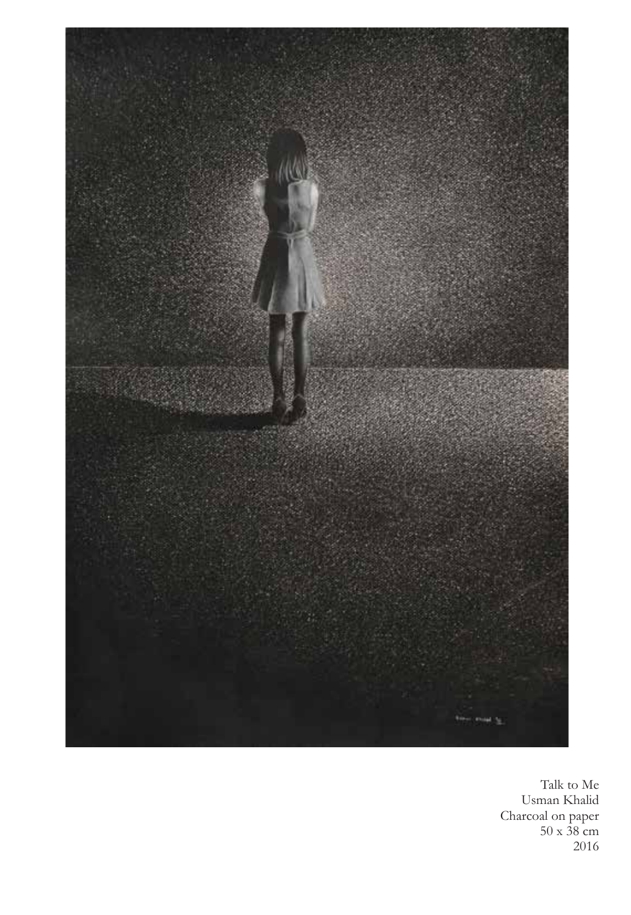Talk to Me
Usman Khalid
Charcoal on paper
50 x 38 cm
2016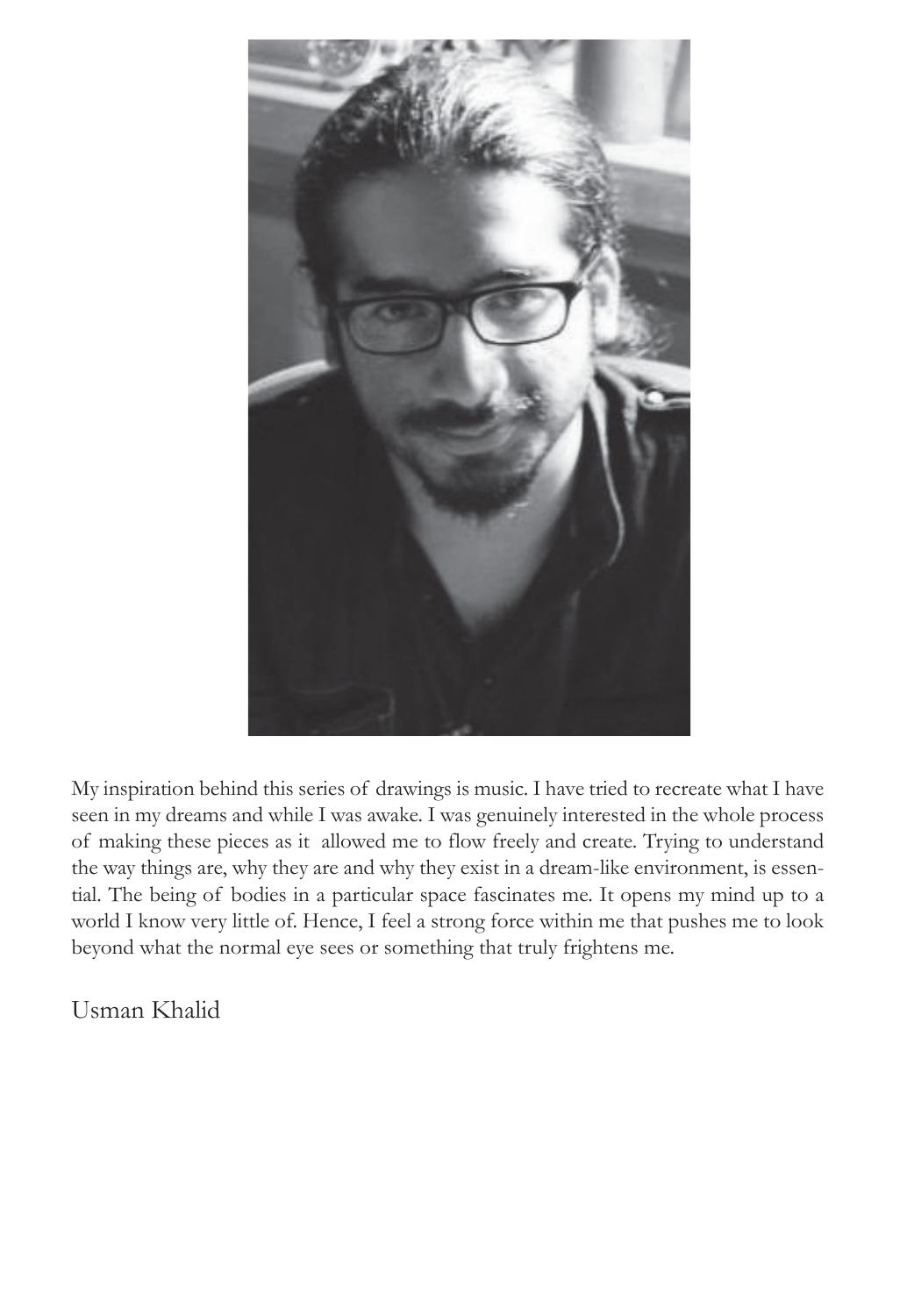My inspiration behind this series of drawings is music. I have tried to recreate what I have seen in my dreams and while I was awake. I was genuinely interested in the whole process of making these pieces as it allowed me to flow freely and create. Trying to understand the way things are, why they are and why they exist in a dream-like environment, is essential. The being of bodies in a particular space fascinates me. It opens my mind up to a world I know very little of. Hence, I feel a strong force within me that pushes me to look beyond what the normal eye sees or something that truly frightens me.

Usman Khalid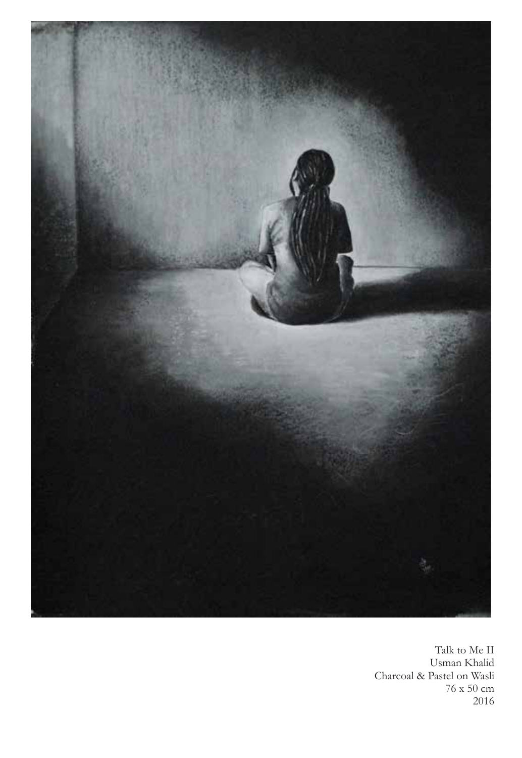Talk to Me II
Usman Khalid
Charcoal & Pastel on Wasli
76 x 50 cm
2016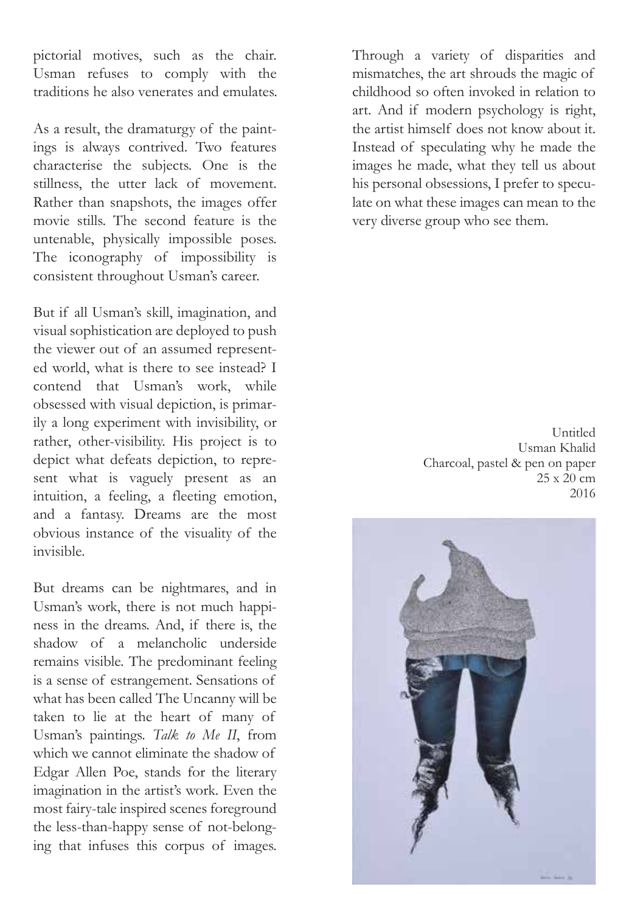pictorial motives, such as the chair. Usman refuses to comply with the traditions he also venerates and emulates.

As a result, the dramaturgy of the paintings is always contrived. Two features characterise the subjects. One is the stillness, the utter lack of movement. Rather than snapshots, the images offer movie stills. The second feature is the untenable, physically impossible poses. The iconography of impossibility is consistent throughout Usman's career.

But if all Usman's skill, imagination, and visual sophistication are deployed to push the viewer out of an assumed represented world, what is there to see instead? I contend that Usman's work, while obsessed with visual depiction, is primarily a long experiment with invisibility, or rather, other-visibility. His project is to depict what defeats depiction, to represent what is vaguely present as an intuition, a feeling, a fleeting emotion, and a fantasy. Dreams are the most obvious instance of the visuality of the invisible.

But dreams can be nightmares, and in Usman's work, there is not much happiness in the dreams. And, if there is, the shadow of a melancholic underside remains visible. The predominant feeling is a sense of estrangement. Sensations of what has been called The Uncanny will be taken to lie at the heart of many of Usman's paintings. *Talk to Me II*, from which we cannot eliminate the shadow of Edgar Allen Poe, stands for the literary imagination in the artist's work. Even the most fairy-tale inspired scenes foreground the less-than-happy sense of not-belonging that infuses this corpus of images.

Through a variety of disparities and mismatches, the art shrouds the magic of childhood so often invoked in relation to art. And if modern psychology is right, the artist himself does not know about it. Instead of speculating why he made the images he made, what they tell us about his personal obsessions, I prefer to speculate on what these images can mean to the very diverse group who see them.

Untitled
Usman Khalid
Charcoal, pastel & pen on paper
25 x 20 cm
2016